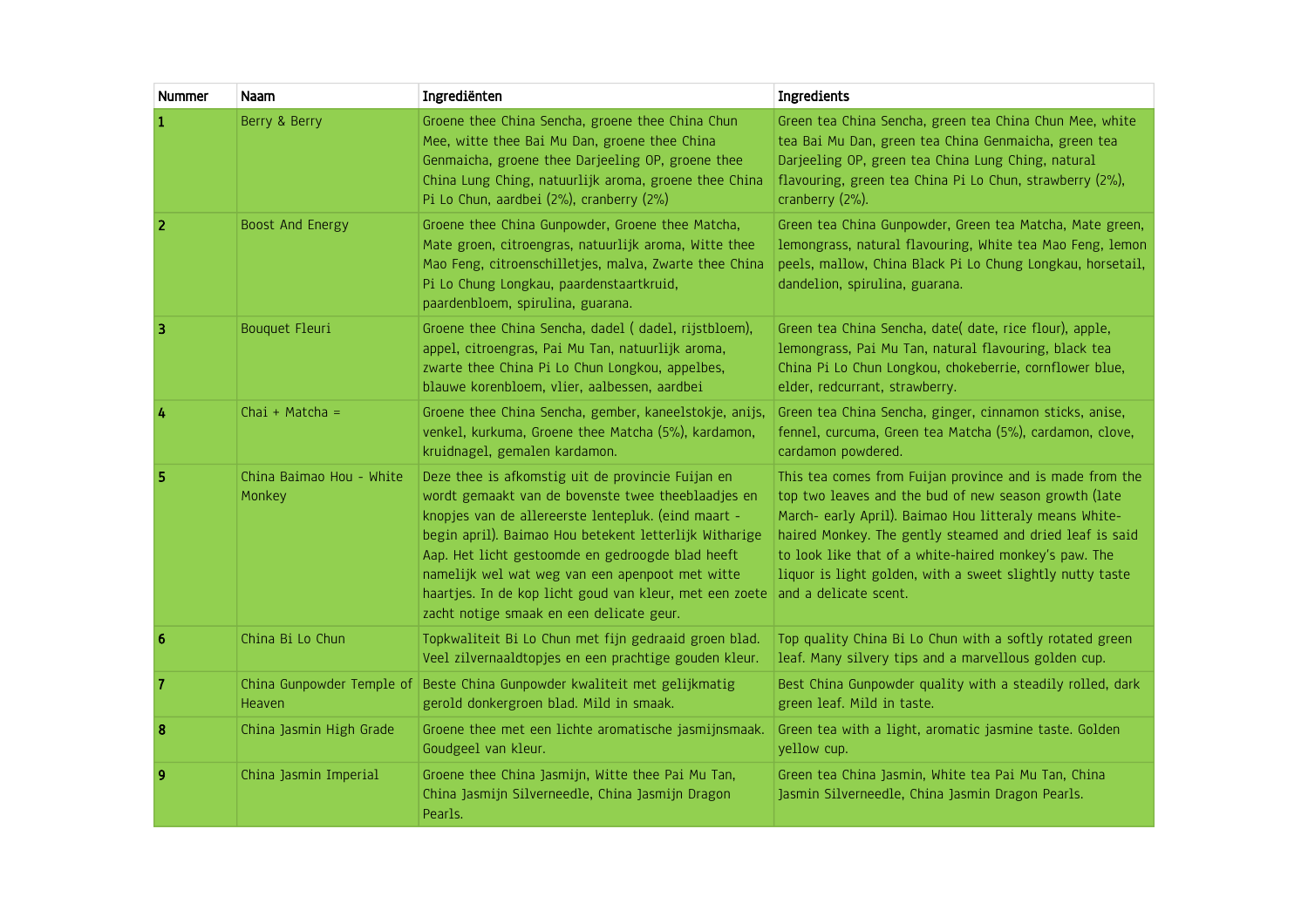| Nummer | Naam | Ingrediënten | Ingredients |
|---|---|---|---|
| **1** | Berry & Berry | Groene thee China Sencha, groene thee China Chun Mee, witte thee Bai Mu Dan, groene thee China Genmaicha, groene thee Darjeeling OP, groene thee China Lung Ching, natuurlijk aroma, groene thee China Pi Lo Chun, aardbei (2%), cranberry (2%) | Green tea China Sencha, green tea China Chun Mee, white tea Bai Mu Dan, green tea China Genmaicha, green tea Darjeeling OP, green tea China Lung Ching, natural flavouring, green tea China Pi Lo Chun, strawberry (2%), cranberry (2%). |
| **2** | Boost And Energy | Groene thee China Gunpowder, Groene thee Matcha, Mate groen, citroengras, natuurlijk aroma, Witte thee Mao Feng, citroenschilletjes, malva, Zwarte thee China Pi Lo Chung Longkau, paardenstaartkruid, paardenbloem, spirulina, guarana. | Green tea China Gunpowder, Green tea Matcha, Mate green, lemongrass, natural flavouring, White tea Mao Feng, lemon peels, mallow, China Black Pi Lo Chung Longkau, horsetail, dandelion, spirulina, guarana. |
| **3** | Bouquet Fleuri | Groene thee China Sencha, dadel ( dadel, rijstbloem), appel, citroengras, Pai Mu Tan, natuurlijk aroma, zwarte thee China Pi Lo Chun Longkou, appelbes, blauwe korenbloem, vlier, aalbessen, aardbei | Green tea China Sencha, date( date, rice flour), apple, lemongrass, Pai Mu Tan, natural flavouring, black tea China Pi Lo Chun Longkou, chokeberrie, cornflower blue, elder, redcurrant, strawberry. |
| **4** | Chai + Matcha = | Groene thee China Sencha, gember, kaneelstokje, anijs, venkel, kurkuma, Groene thee Matcha (5%), kardamon, kruidnagel, gemalen kardamon. | Green tea China Sencha, ginger, cinnamon sticks, anise, fennel, curcuma, Green tea Matcha (5%), cardamon, clove, cardamon powdered. |
| **5** | China Baimao Hou - White Monkey | Deze thee is afkomstig uit de provincie Fuijan en wordt gemaakt van de bovenste twee theeblaadjes en knopjes van de allereerste lentepluk. (eind maart - begin april). Baimao Hou betekent letterlijk Witharige Aap. Het licht gestoomde en gedroogde blad heeft namelijk wel wat weg van een apenpoot met witte haartjes. In de kop licht goud van kleur, met een zoete zacht notige smaak en een delicate geur. | This tea comes from Fuijan province and is made from the top two leaves and the bud of new season growth (late March- early April). Baimao Hou litteraly means White-haired Monkey. The gently steamed and dried leaf is said to look like that of a white-haired monkey's paw. The liquor is light golden, with a sweet slightly nutty taste and a delicate scent. |
| **6** | China Bi Lo Chun | Topkwaliteit Bi Lo Chun met fijn gedraaid groen blad. Veel zilvernaaldtopjes en een prachtige gouden kleur. | Top quality China Bi Lo Chun with a softly rotated green leaf. Many silvery tips and a marvellous golden cup. |
| **7** | China Gunpowder Temple of Heaven | Beste China Gunpowder kwaliteit met gelijkmatig gerold donkergroen blad. Mild in smaak. | Best China Gunpowder quality with a steadily rolled, dark green leaf. Mild in taste. |
| **8** | China Jasmin High Grade | Groene thee met een lichte aromatische jasmijnsmaak. Goudgeel van kleur. | Green tea with a light, aromatic jasmine taste. Golden yellow cup. |
| **9** | China Jasmin Imperial | Groene thee China Jasmijn, Witte thee Pai Mu Tan, China Jasmijn Silverneedle, China Jasmijn Dragon Pearls. | Green tea China Jasmin, White tea Pai Mu Tan, China Jasmin Silverneedle, China Jasmin Dragon Pearls. |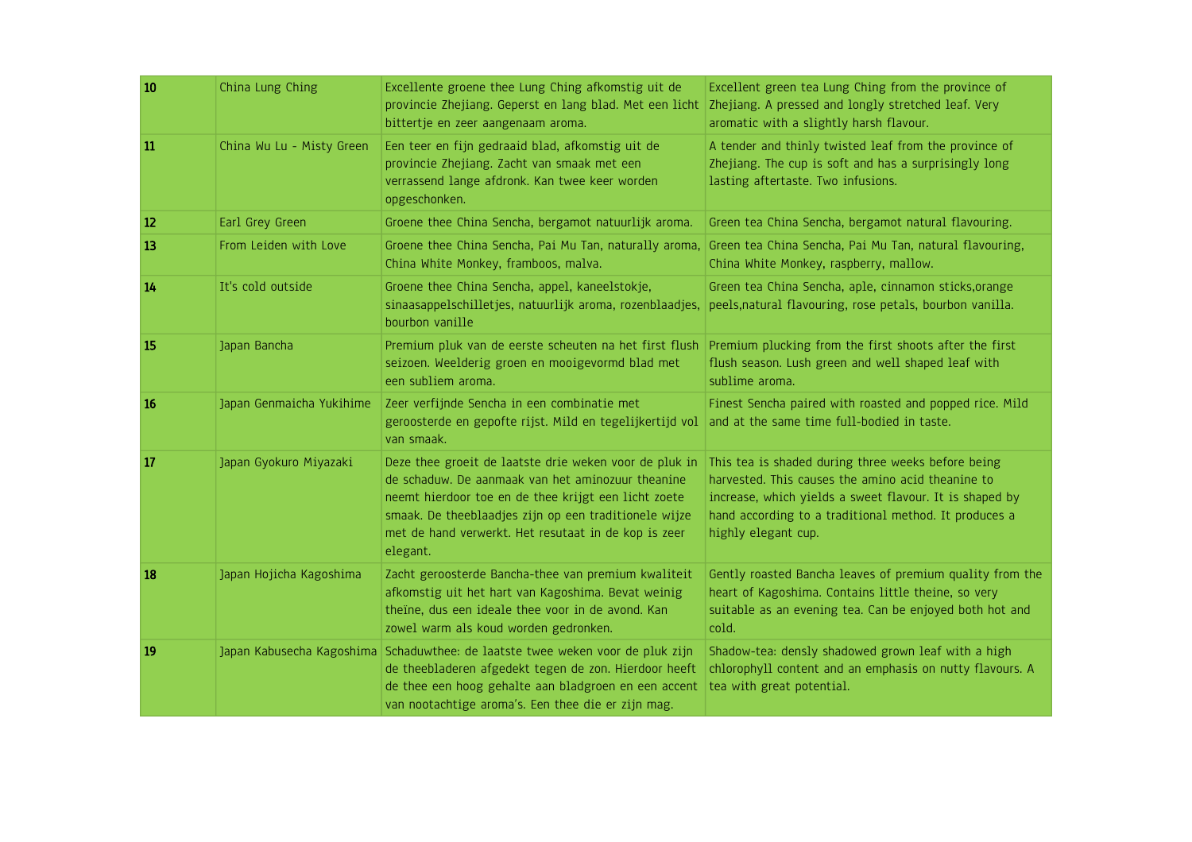| 10 | China Lung Ching | Excellente groene thee Lung Ching afkomstig uit de provincie Zhejiang. Geperst en lang blad. Met een licht bittertje en zeer aangenaam aroma. | Excellent green tea Lung Ching from the province of Zhejiang. A pressed and longly stretched leaf. Very aromatic with a slightly harsh flavour. |
|---|---|---|---|
| 11 | China Wu Lu - Misty Green | Een teer en fijn gedraaid blad, afkomstig uit de provincie Zhejiang. Zacht van smaak met een verrassend lange afdronk. Kan twee keer worden opgeschonken. | A tender and thinly twisted leaf from the province of Zhejiang. The cup is soft and has a surprisingly long lasting aftertaste. Two infusions. |
| 12 | Earl Grey Green | Groene thee China Sencha, bergamot natuurlijk aroma. | Green tea China Sencha, bergamot natural flavouring. |
| 13 | From Leiden with Love | Groene thee China Sencha, Pai Mu Tan, naturally aroma, China White Monkey, framboos, malva. | Green tea China Sencha, Pai Mu Tan, natural flavouring, China White Monkey, raspberry, mallow. |
| 14 | It's cold outside | Groene thee China Sencha, appel, kaneelstokje, sinaasappelschilletjes, natuurlijk aroma, rozenblaadjes, bourbon vanille | Green tea China Sencha, aple, cinnamon sticks,orange peels,natural flavouring, rose petals, bourbon vanilla. |
| 15 | Japan Bancha | Premium pluk van de eerste scheuten na het first flush seizoen. Weelderig groen en mooigevormd blad met een subliem aroma. | Premium plucking from the first shoots after the first flush season. Lush green and well shaped leaf with sublime aroma. |
| 16 | Japan Genmaicha Yukihime | Zeer verfijnde Sencha in een combinatie met geroosterde en gepofte rijst. Mild en tegelijkertijd vol van smaak. | Finest Sencha paired with roasted and popped rice. Mild and at the same time full-bodied in taste. |
| 17 | Japan Gyokuro Miyazaki | Deze thee groeit de laatste drie weken voor de pluk in de schaduw. De aanmaak van het aminozuur theanine neemt hierdoor toe en de thee krijgt een licht zoete smaak. De theeblaadjes zijn op een traditionele wijze met de hand verwerkt. Het resutaat in de kop is zeer elegant. | This tea is shaded during three weeks before being harvested. This causes the amino acid theanine to increase, which yields a sweet flavour. It is shaped by hand according to a traditional method. It produces a highly elegant cup. |
| 18 | Japan Hojicha Kagoshima | Zacht geroosterde Bancha-thee van premium kwaliteit afkomstig uit het hart van Kagoshima. Bevat weinig theïne, dus een ideale thee voor in de avond. Kan zowel warm als koud worden gedronken. | Gently roasted Bancha leaves of premium quality from the heart of Kagoshima. Contains little theine, so very suitable as an evening tea. Can be enjoyed both hot and cold. |
| 19 | Japan Kabusecha Kagoshima | Schaduwthee: de laatste twee weken voor de pluk zijn de theebladeren afgedekt tegen de zon. Hierdoor heeft de thee een hoog gehalte aan bladgroen en een accent van nootachtige aroma's. Een thee die er zijn mag. | Shadow-tea: densly shadowed grown leaf with a high chlorophyll content and an emphasis on nutty flavours. A tea with great potential. |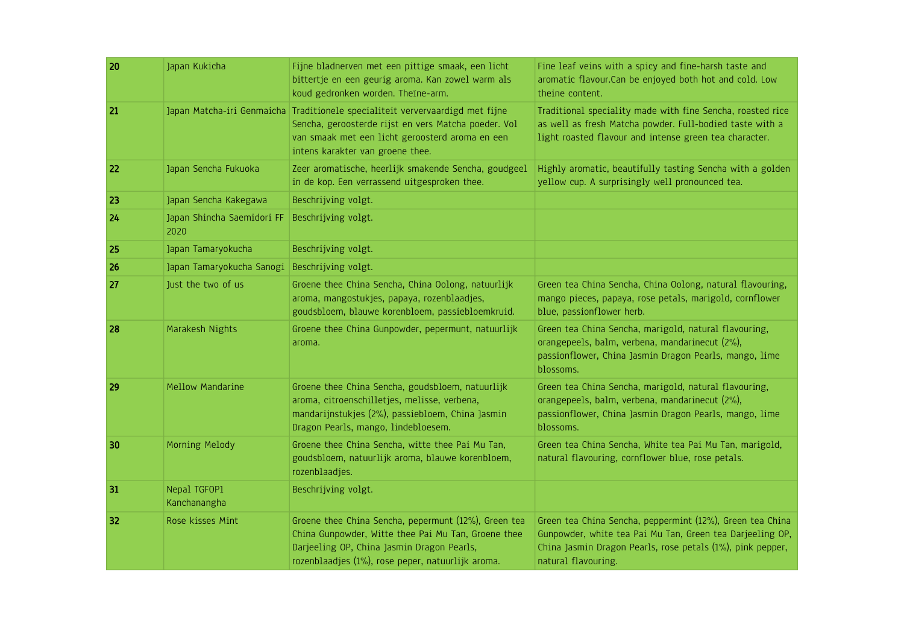| 20 | Japan Kukicha | Fijne bladnerven met een pittige smaak, een licht bittertje en een geurig aroma. Kan zowel warm als koud gedronken worden. Theïne-arm. | Fine leaf veins with a spicy and fine-harsh taste and aromatic flavour.Can be enjoyed both hot and cold. Low theine content. |
|---|---|---|---|
| 21 | Japan Matcha-iri Genmaicha | Traditionele specialiteit ververvaardigd met fijne Sencha, geroosterde rijst en vers Matcha poeder. Vol van smaak met een licht geroosterd aroma en een intens karakter van groene thee. | Traditional speciality made with fine Sencha, roasted rice as well as fresh Matcha powder. Full-bodied taste with a light roasted flavour and intense green tea character. |
| 22 | Japan Sencha Fukuoka | Zeer aromatische, heerlijk smakende Sencha, goudgeel in de kop. Een verrassend uitgesproken thee. | Highly aromatic, beautifully tasting Sencha with a golden yellow cup. A surprisingly well pronounced tea. |
| 23 | Japan Sencha Kakegawa | Beschrijving volgt. | |
| 24 | Japan Shincha Saemidori FF 2020 | Beschrijving volgt. | |
| 25 | Japan Tamaryokucha | Beschrijving volgt. | |
| 26 | Japan Tamaryokucha Sanogi | Beschrijving volgt. | |
| 27 | Just the two of us | Groene thee China Sencha, China Oolong, natuurlijk aroma, mangostukjes, papaya, rozenblaadjes, goudsbloem, blauwe korenbloem, passiebloemkruid. | Green tea China Sencha, China Oolong, natural flavouring, mango pieces, papaya, rose petals, marigold, cornflower blue, passionflower herb. |
| 28 | Marakesh Nights | Groene thee China Gunpowder, pepermunt, natuurlijk aroma. | Green tea China Sencha, marigold, natural flavouring, orangepeels, balm, verbena, mandarinecut (2%), passionflower, China Jasmin Dragon Pearls, mango, lime blossoms. |
| 29 | Mellow Mandarine | Groene thee China Sencha, goudsbloem, natuurlijk aroma, citroenschilletjes, melisse, verbena, mandarijnstukjes (2%), passiebloem, China Jasmin Dragon Pearls, mango, lindebloesem. | Green tea China Sencha, marigold, natural flavouring, orangepeels, balm, verbena, mandarinecut (2%), passionflower, China Jasmin Dragon Pearls, mango, lime blossoms. |
| 30 | Morning Melody | Groene thee China Sencha, witte thee Pai Mu Tan, goudsbloem, natuurlijk aroma, blauwe korenbloem, rozenblaadjes. | Green tea China Sencha, White tea Pai Mu Tan, marigold, natural flavouring, cornflower blue, rose petals. |
| 31 | Nepal TGFOP1 Kanchanangha | Beschrijving volgt. | |
| 32 | Rose kisses Mint | Groene thee China Sencha, pepermunt (12%), Green tea China Gunpowder, Witte thee Pai Mu Tan, Groene thee Darjeeling OP, China Jasmin Dragon Pearls, rozenblaadjes (1%), rose peper, natuurlijk aroma. | Green tea China Sencha, peppermint (12%), Green tea China Gunpowder, white tea Pai Mu Tan, Green tea Darjeeling OP, China Jasmin Dragon Pearls, rose petals (1%), pink pepper, natural flavouring. |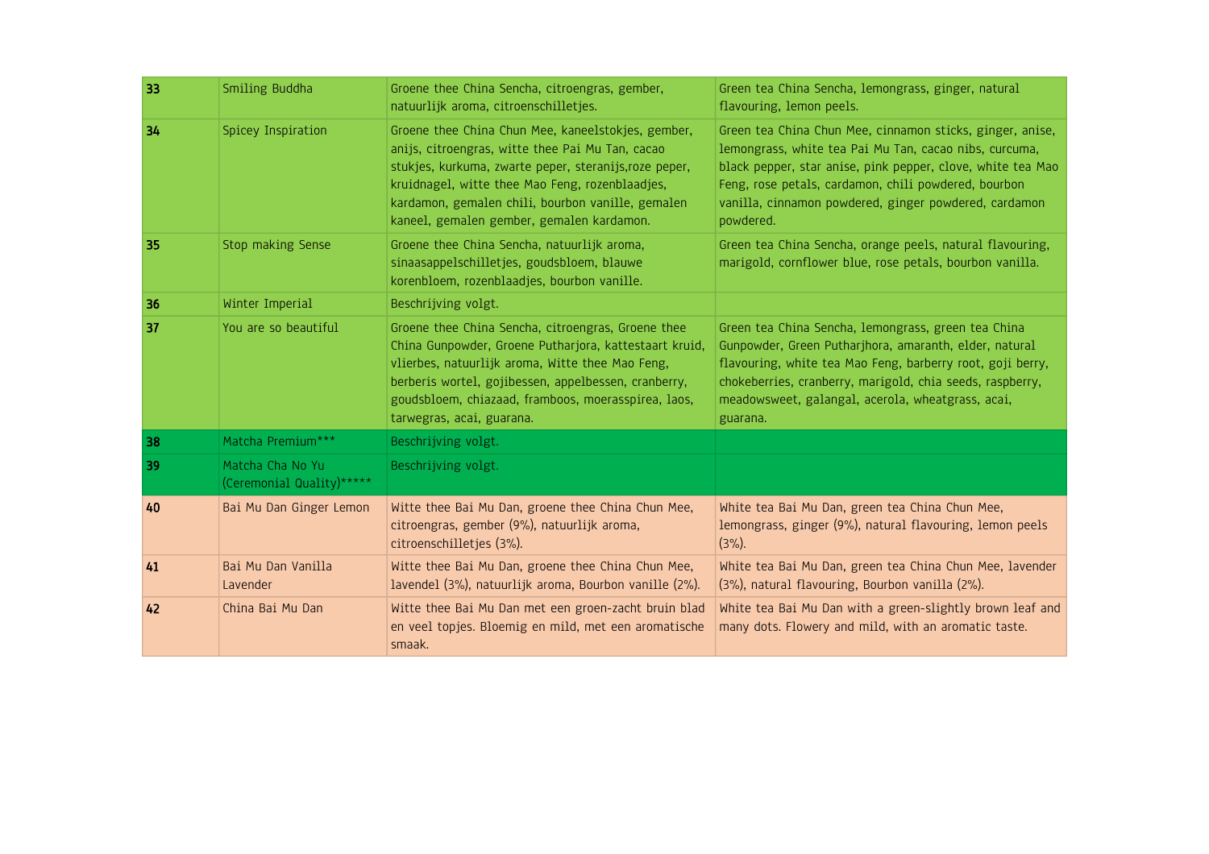| 33 | Smiling Buddha | Groene thee China Sencha, citroengras, gember, natuurlijk aroma, citroenschilletjes. | Green tea China Sencha, lemongrass, ginger, natural flavouring, lemon peels. |
|---|---|---|---|
| 34 | Spicey Inspiration | Groene thee China Chun Mee, kaneelstokjes, gember, anijs, citroengras, witte thee Pai Mu Tan, cacao stukjes, kurkuma, zwarte peper, steranijs,roze peper, kruidnagel, witte thee Mao Feng, rozenblaadjes, kardamon, gemalen chili, bourbon vanille, gemalen kaneel, gemalen gember, gemalen kardamon. | Green tea China Chun Mee, cinnamon sticks, ginger, anise, lemongrass, white tea Pai Mu Tan, cacao nibs, curcuma, black pepper, star anise, pink pepper, clove, white tea Mao Feng, rose petals, cardamon, chili powdered, bourbon vanilla, cinnamon powdered, ginger powdered, cardamon powdered. |
| 35 | Stop making Sense | Groene thee China Sencha, natuurlijk aroma, sinaasappelschilletjes, goudsbloem, blauwe korenbloem, rozenblaadjes, bourbon vanille. | Green tea China Sencha, orange peels, natural flavouring, marigold, cornflower blue, rose petals, bourbon vanilla. |
| 36 | Winter Imperial | Beschrijving volgt. | |
| 37 | You are so beautiful | Groene thee China Sencha, citroengras, Groene thee China Gunpowder, Groene Putharjora, kattestaart kruid, vlierbes, natuurlijk aroma, Witte thee Mao Feng, berberis wortel, gojibessen, appelbessen, cranberry, goudsbloem, chiazaad, framboos, moerasspirea, laos, tarwegras, acai, guarana. | Green tea China Sencha, lemongrass, green tea China Gunpowder, Green Putharjhora, amaranth, elder, natural flavouring, white tea Mao Feng, barberry root, goji berry, chokeberries, cranberry, marigold, chia seeds, raspberry, meadowsweet, galangal, acerola, wheatgrass, acai, guarana. |
| 38 | Matcha Premium*** | Beschrijving volgt. | |
| 39 | Matcha Cha No Yu (Ceremonial Quality)***** | Beschrijving volgt. | |
| 40 | Bai Mu Dan Ginger Lemon | Witte thee Bai Mu Dan, groene thee China Chun Mee, citroengras, gember (9%), natuurlijk aroma, citroenschilletjes (3%). | White tea Bai Mu Dan, green tea China Chun Mee, lemongrass, ginger (9%), natural flavouring, lemon peels (3%). |
| 41 | Bai Mu Dan Vanilla Lavender | Witte thee Bai Mu Dan, groene thee China Chun Mee, lavendel (3%), natuurlijk aroma, Bourbon vanille (2%). | White tea Bai Mu Dan, green tea China Chun Mee, lavender (3%), natural flavouring, Bourbon vanilla (2%). |
| 42 | China Bai Mu Dan | Witte thee Bai Mu Dan met een groen-zacht bruin blad en veel topjes. Bloemig en mild, met een aromatische smaak. | White tea Bai Mu Dan with a green-slightly brown leaf and many dots. Flowery and mild, with an aromatic taste. |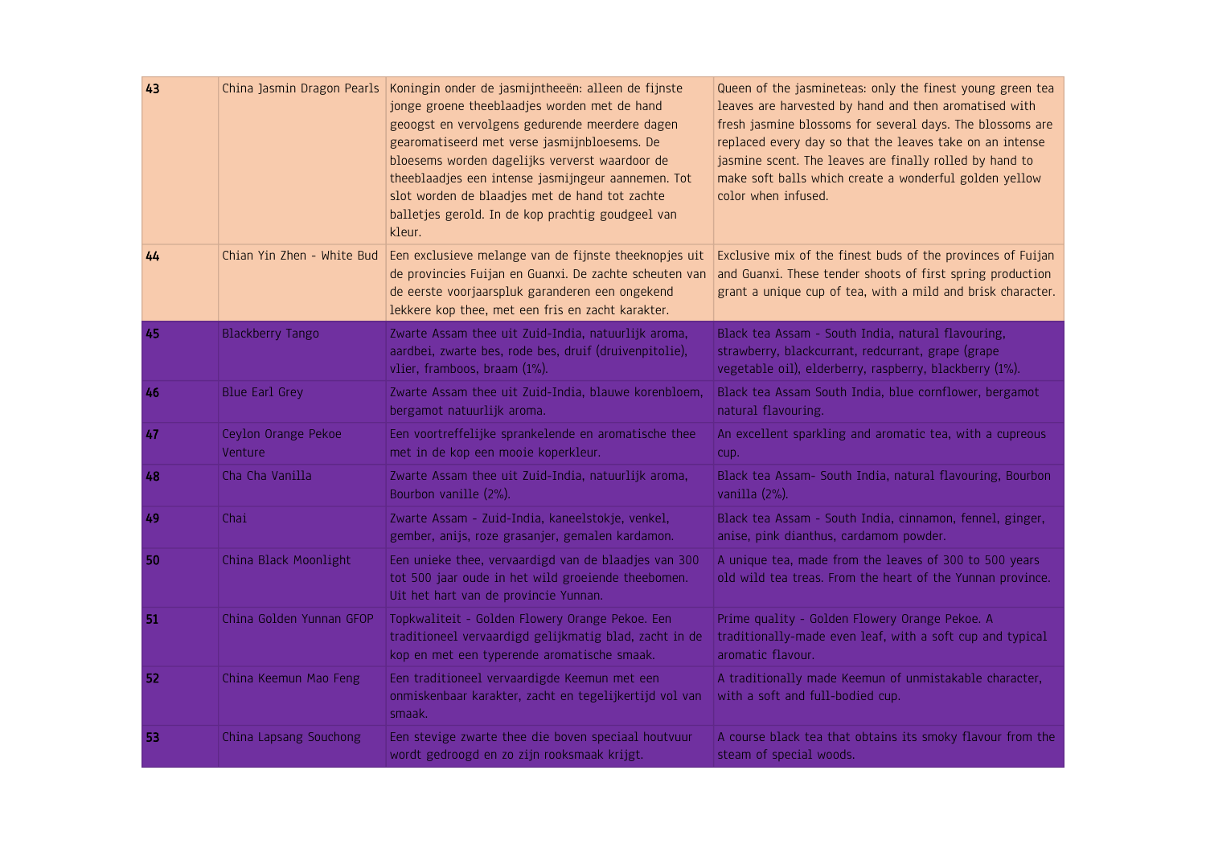| 43 | China Jasmin Dragon Pearls | Koningin onder de jasmijntheeën: alleen de fijnste jonge groene theeblaadjes worden met de hand geoogst en vervolgens gedurende meerdere dagen gearomatiseerd met verse jasmijnbloesems. De bloesems worden dagelijks ververst waardoor de theeblaadjes een intense jasmijngeur aannemen. Tot slot worden de blaadjes met de hand tot zachte balletjes gerold. In de kop prachtig goudgeel van kleur. | Queen of the jasmineteas: only the finest young green tea leaves are harvested by hand and then aromatised with fresh jasmine blossoms for several days. The blossoms are replaced every day so that the leaves take on an intense jasmine scent. The leaves are finally rolled by hand to make soft balls which create a wonderful golden yellow color when infused. |
|---|---|---|---|
| 44 | Chian Yin Zhen - White Bud | Een exclusieve melange van de fijnste theeknopjes uit de provincies Fuijan en Guanxi. De zachte scheuten van de eerste voorjaarspluk garanderen een ongekend lekkere kop thee, met een fris en zacht karakter. | Exclusive mix of the finest buds of the provinces of Fuijan and Guanxi. These tender shoots of first spring production grant a unique cup of tea, with a mild and brisk character. |
| 45 | Blackberry Tango | Zwarte Assam thee uit Zuid-India, natuurlijk aroma, aardbei, zwarte bes, rode bes, druif (druivenpitolie), vlier, framboos, braam (1%). | Black tea Assam - South India, natural flavouring, strawberry, blackcurrant, redcurrant, grape (grape vegetable oil), elderberry, raspberry, blackberry (1%). |
| 46 | Blue Earl Grey | Zwarte Assam thee uit Zuid-India, blauwe korenbloem, bergamot natuurlijk aroma. | Black tea Assam South India, blue cornflower, bergamot natural flavouring. |
| 47 | Ceylon Orange Pekoe Venture | Een voortreffelijke sprankelende en aromatische thee met in de kop een mooie koperkleur. | An excellent sparkling and aromatic tea, with a cupreous cup. |
| 48 | Cha Cha Vanilla | Zwarte Assam thee uit Zuid-India, natuurlijk aroma, Bourbon vanille (2%). | Black tea Assam- South India, natural flavouring, Bourbon vanilla (2%). |
| 49 | Chai | Zwarte Assam - Zuid-India, kaneelstokje, venkel, gember, anijs, roze grasanjer, gemalen kardamon. | Black tea Assam - South India, cinnamon, fennel, ginger, anise, pink dianthus, cardamom powder. |
| 50 | China Black Moonlight | Een unieke thee, vervaardigd van de blaadjes van 300 tot 500 jaar oude in het wild groeiende theebomen. Uit het hart van de provincie Yunnan. | A unique tea, made from the leaves of 300 to 500 years old wild tea treas. From the heart of the Yunnan province. |
| 51 | China Golden Yunnan GFOP | Topkwaliteit - Golden Flowery Orange Pekoe. Een traditioneel vervaardigd gelijkmatig blad, zacht in de kop en met een typerende aromatische smaak. | Prime quality - Golden Flowery Orange Pekoe. A traditionally-made even leaf, with a soft cup and typical aromatic flavour. |
| 52 | China Keemun Mao Feng | Een traditioneel vervaardigde Keemun met een onmiskenbaar karakter, zacht en tegelijkertijd vol van smaak. | A traditionally made Keemun of unmistakable character, with a soft and full-bodied cup. |
| 53 | China Lapsang Souchong | Een stevige zwarte thee die boven speciaal houtvuur wordt gedroogd en zo zijn rooksmaak krijgt. | A course black tea that obtains its smoky flavour from the steam of special woods. |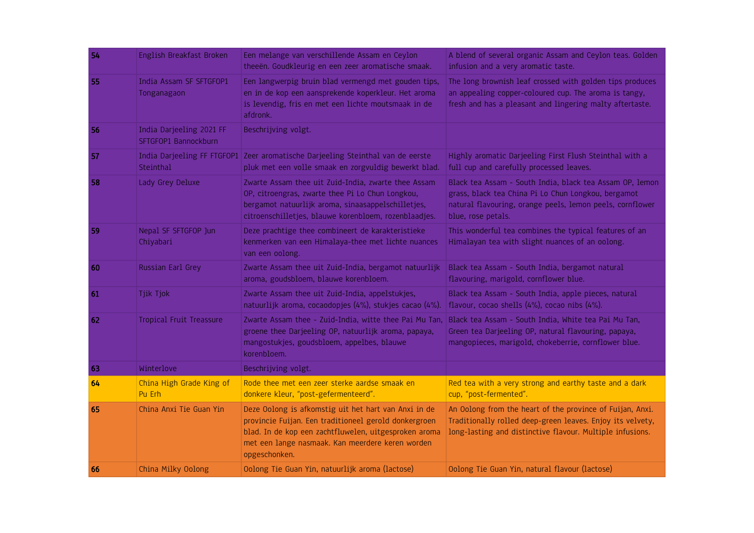| **54** | English Breakfast Broken | Een melange van verschillende Assam en Ceylon theeën. Goudkleurig en een zeer aromatische smaak. | A blend of several organic Assam and Ceylon teas. Golden infusion and a very aromatic taste. |
|---|---|---|---|
| **55** | India Assam SF SFTGFOP1 Tonganagaon | Een langwerpig bruin blad vermengd met gouden tips, en in de kop een aansprekende koperkleur. Het aroma is levendig, fris en met een lichte moutsmaak in de afdronk. | The long brownish leaf crossed with golden tips produces an appealing copper-coloured cup. The aroma is tangy, fresh and has a pleasant and lingering malty aftertaste. |
| **56** | India Darjeeling 2021 FF SFTGFOP1 Bannockburn | Beschrijving volgt. | |
| **57** | India Darjeeling FF FTGFOP1 Steinthal | Zeer aromatische Darjeeling Steinthal van de eerste pluk met een volle smaak en zorgvuldig bewerkt blad. | Highly aromatic Darjeeling First Flush Steinthal with a full cup and carefully processed leaves. |
| **58** | Lady Grey Deluxe | Zwarte Assam thee uit Zuid-India, zwarte thee Assam OP, citroengras, zwarte thee Pi Lo Chun Longkou, bergamot natuurlijk aroma, sinaasappelschilletjes, citroenschilletjes, blauwe korenbloem, rozenblaadjes. | Black tea Assam - South India, black tea Assam OP, lemon grass, black tea China Pi Lo Chun Longkou, bergamot natural flavouring, orange peels, lemon peels, cornflower blue, rose petals. |
| **59** | Nepal SF SFTGFOP Jun Chiyabari | Deze prachtige thee combineert de karakteristieke kenmerken van een Himalaya-thee met lichte nuances van een oolong. | This wonderful tea combines the typical features of an Himalayan tea with slight nuances of an oolong. |
| **60** | Russian Earl Grey | Zwarte Assam thee uit Zuid-India, bergamot natuurlijk aroma, goudsbloem, blauwe korenbloem. | Black tea Assam - South India, bergamot natural flavouring, marigold, cornflower blue. |
| **61** | Tjik Tjok | Zwarte Assam thee uit Zuid-India, appelstukjes, natuurlijk aroma, cocaodopjes (4%), stukjes cacao (4%). | Black tea Assam - South India, apple pieces, natural flavour, cocao shells (4%), cocao nibs (4%). |
| **62** | Tropical Fruit Treassure | Zwarte Assam thee - Zuid-India, witte thee Pai Mu Tan, groene thee Darjeeling OP, natuurlijk aroma, papaya, mangostukjes, goudsbloem, appelbes, blauwe korenbloem. | Black tea Assam - South India, White tea Pai Mu Tan, Green tea Darjeeling OP, natural flavouring, papaya, mangopieces, marigold, chokeberrie, cornflower blue. |
| **63** | Winterlove | Beschrijving volgt. | |
| **64** | China High Grade King of Pu Erh | Rode thee met een zeer sterke aardse smaak en donkere kleur, “post-gefermenteerd”. | Red tea with a very strong and earthy taste and a dark cup, “post-fermented”. |
| **65** | China Anxi Tie Guan Yin | Deze Oolong is afkomstig uit het hart van Anxi in de provincie Fujian. Een traditioneel gerold donkergroen blad. In de kop een zachtfluwelen, uitgesproken aroma met een lange nasmaak. Kan meerdere keren worden opgeschonken. | An Oolong from the heart of the province of Fuijan, Anxi. Traditionally rolled deep-green leaves. Enjoy its velvety, long-lasting and distinctive flavour. Multiple infusions. |
| **66** | China Milky Oolong | Oolong Tie Guan Yin, natuurlijk aroma (lactose) | Oolong Tie Guan Yin, natural flavour (lactose) |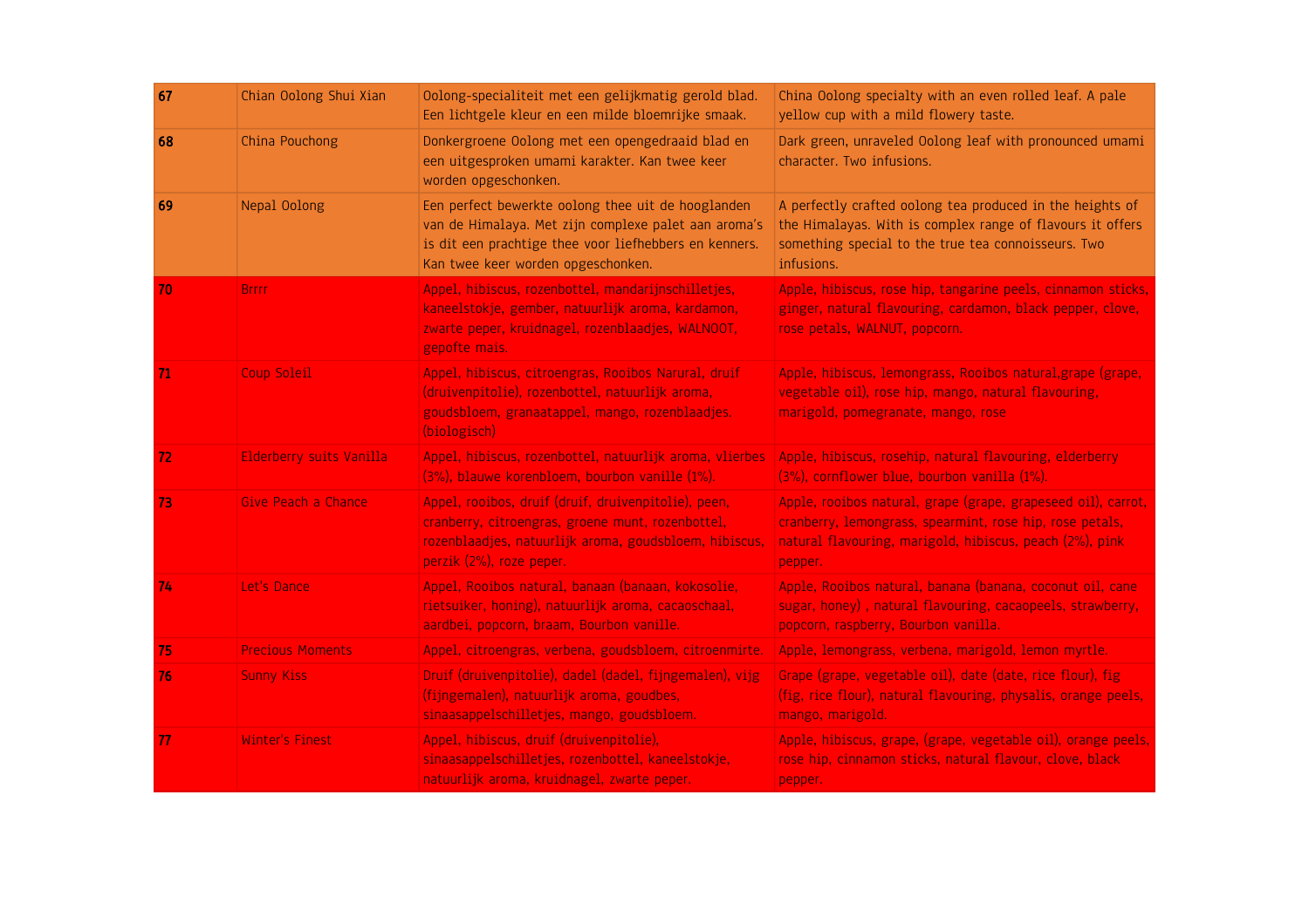| 67 | Chian Oolong Shui Xian | Oolong-specialiteit met een gelijkmatig gerold blad. Een lichtgele kleur en een milde bloemrijke smaak. | China Oolong specialty with an even rolled leaf. A pale yellow cup with a mild flowery taste. |
|---|---|---|---|
| 68 | China Pouchong | Donkergroene Oolong met een opengedraaid blad en een uitgesproken umami karakter. Kan twee keer worden opgeschonken. | Dark green, unraveled Oolong leaf with pronounced umami character. Two infusions. |
| 69 | Nepal Oolong | Een perfect bewerkte oolong thee uit de hooglanden van de Himalaya. Met zijn complexe palet aan aroma's is dit een prachtige thee voor liefhebbers en kenners. Kan twee keer worden opgeschonken. | A perfectly crafted oolong tea produced in the heights of the Himalayas. With is complex range of flavours it offers something special to the true tea connoisseurs. Two infusions. |
| 70 | Brrrr | Appel, hibiscus, rozenbottel, mandarijnschilletjes, kaneelstokje, gember, natuurlijk aroma, kardamon, zwarte peper, kruidnagel, rozenblaadjes, WALNOOT, gepofte mais. | Apple, hibiscus, rose hip, tangarine peels, cinnamon sticks, ginger, natural flavouring, cardamon, black pepper, clove, rose petals, WALNUT, popcorn. |
| 71 | Coup Soleil | Appel, hibiscus, citroengras, Rooibos Narural, druif (druivenpitolie), rozenbottel, natuurlijk aroma, goudsbloem, granaatappel, mango, rozenblaadjes. (biologisch) | Apple, hibiscus, lemongrass, Rooibos natural,grape (grape, vegetable oil), rose hip, mango, natural flavouring, marigold, pomegranate, mango, rose |
| 72 | Elderberry suits Vanilla | Appel, hibiscus, rozenbottel, natuurlijk aroma, vlierbes (3%), blauwe korenbloem, bourbon vanille (1%). | Apple, hibiscus, rosehip, natural flavouring, elderberry (3%), cornflower blue, bourbon vanilla (1%). |
| 73 | Give Peach a Chance | Appel, rooibos, druif (druif, druivenpitolie), peen, cranberry, citroengras, groene munt, rozenbottel, rozenblaadjes, natuurlijk aroma, goudsbloem, hibiscus, perzik (2%), roze peper. | Apple, rooibos natural, grape (grape, grapeseed oil), carrot, cranberry, lemongrass, spearmint, rose hip, rose petals, natural flavouring, marigold, hibiscus, peach (2%), pink pepper. |
| 74 | Let's Dance | Appel, Rooibos natural, banaan (banaan, kokosolie, rietsuiker, honing), natuurlijk aroma, cacaoschaal, aardbei, popcorn, braam, Bourbon vanille. | Apple, Rooibos natural, banana (banana, coconut oil, cane sugar, honey) , natural flavouring, cacaopeels, strawberry, popcorn, raspberry, Bourbon vanilla. |
| 75 | Precious Moments | Appel, citroengras, verbena, goudsbloem, citroenmirte. | Apple, lemongrass, verbena, marigold, lemon myrtle. |
| 76 | Sunny Kiss | Druif (druivenpitolie), dadel (dadel, fijngemalen), vijg (fijngemalen), natuurlijk aroma, goudbes, sinaasappelschilletjes, mango, goudsbloem. | Grape (grape, vegetable oil), date (date, rice flour), fig (fig, rice flour), natural flavouring, physalis, orange peels, mango, marigold. |
| 77 | Winter's Finest | Appel, hibiscus, druif (druivenpitolie), sinaasappelschilletjes, rozenbottel, kaneelstokje, natuurlijk aroma, kruidnagel, zwarte peper. | Apple, hibiscus, grape, (grape, vegetable oil), orange peels, rose hip, cinnamon sticks, natural flavour, clove, black pepper. |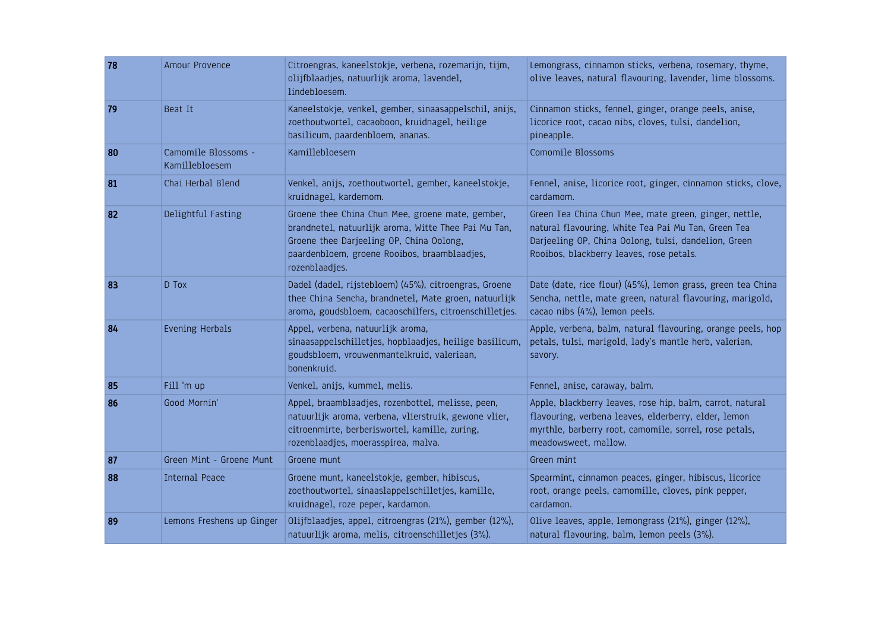| 78 | Amour Provence | Citroengras, kaneelstokje, verbena, rozemarijn, tijm, olijfblaadjes, natuurlijk aroma, lavendel, lindebloesem. | Lemongrass, cinnamon sticks, verbena, rosemary, thyme, olive leaves, natural flavouring, lavender, lime blossoms. |
|---|---|---|---|
| 79 | Beat It | Kaneelstokje, venkel, gember, sinaasappelschil, anijs, zoethoutwortel, cacaoboon, kruidnagel, heilige basilicum, paardenbloem, ananas. | Cinnamon sticks, fennel, ginger, orange peels, anise, licorice root, cacao nibs, cloves, tulsi, dandelion, pineapple. |
| 80 | Camomile Blossoms - Kamillebloesem | Kamillebloesem | Comomile Blossoms |
| 81 | Chai Herbal Blend | Venkel, anijs, zoethoutwortel, gember, kaneelstokje, kruidnagel, kardemom. | Fennel, anise, licorice root, ginger, cinnamon sticks, clove, cardamom. |
| 82 | Delightful Fasting | Groene thee China Chun Mee, groene mate, gember, brandnetel, natuurlijk aroma, Witte Thee Pai Mu Tan, Groene thee Darjeeling OP, China Oolong, paardenbloem, groene Rooibos, braamblaadjes, rozenblaadjes. | Green Tea China Chun Mee, mate green, ginger, nettle, natural flavouring, White Tea Pai Mu Tan, Green Tea Darjeeling OP, China Oolong, tulsi, dandelion, Green Rooibos, blackberry leaves, rose petals. |
| 83 | D Tox | Dadel (dadel, rijstebloem) (45%), citroengras, Groene thee China Sencha, brandnetel, Mate groen, natuurlijk aroma, goudsbloem, cacaoschilfers, citroenschilletjes. | Date (date, rice flour) (45%), lemon grass, green tea China Sencha, nettle, mate green, natural flavouring, marigold, cacao nibs (4%), lemon peels. |
| 84 | Evening Herbals | Appel, verbena, natuurlijk aroma, sinaasappelschilletjes, hopblaadjes, heilige basilicum, goudsbloem, vrouwenmantelkruid, valeriaan, bonenkruid. | Apple, verbena, balm, natural flavouring, orange peels, hop petals, tulsi, marigold, lady's mantle herb, valerian, savory. |
| 85 | Fill 'm up | Venkel, anijs, kummel, melis. | Fennel, anise, caraway, balm. |
| 86 | Good Mornin' | Appel, braamblaadjes, rozenbottel, melisse, peen, natuurlijk aroma, verbena, vlierstruik, gewone vlier, citroenmirte, berberiswortel, kamille, zuring, rozenblaadjes, moerasspirea, malva. | Apple, blackberry leaves, rose hip, balm, carrot, natural flavouring, verbena leaves, elderberry, elder, lemon myrthle, barberry root, camomile, sorrel, rose petals, meadowsweet, mallow. |
| 87 | Green Mint - Groene Munt | Groene munt | Green mint |
| 88 | Internal Peace | Groene munt, kaneelstokje, gember, hibiscus, zoethoutwortel, sinaaslappelschilletjes, kamille, kruidnagel, roze peper, kardamon. | Spearmint, cinnamon peaces, ginger, hibiscus, licorice root, orange peels, camomille, cloves, pink pepper, cardamon. |
| 89 | Lemons Freshens up Ginger | Olijfblaadjes, appel, citroengras (21%), gember (12%), natuurlijk aroma, melis, citroenschilletjes (3%). | Olive leaves, apple, lemongrass (21%), ginger (12%), natural flavouring, balm, lemon peels (3%). |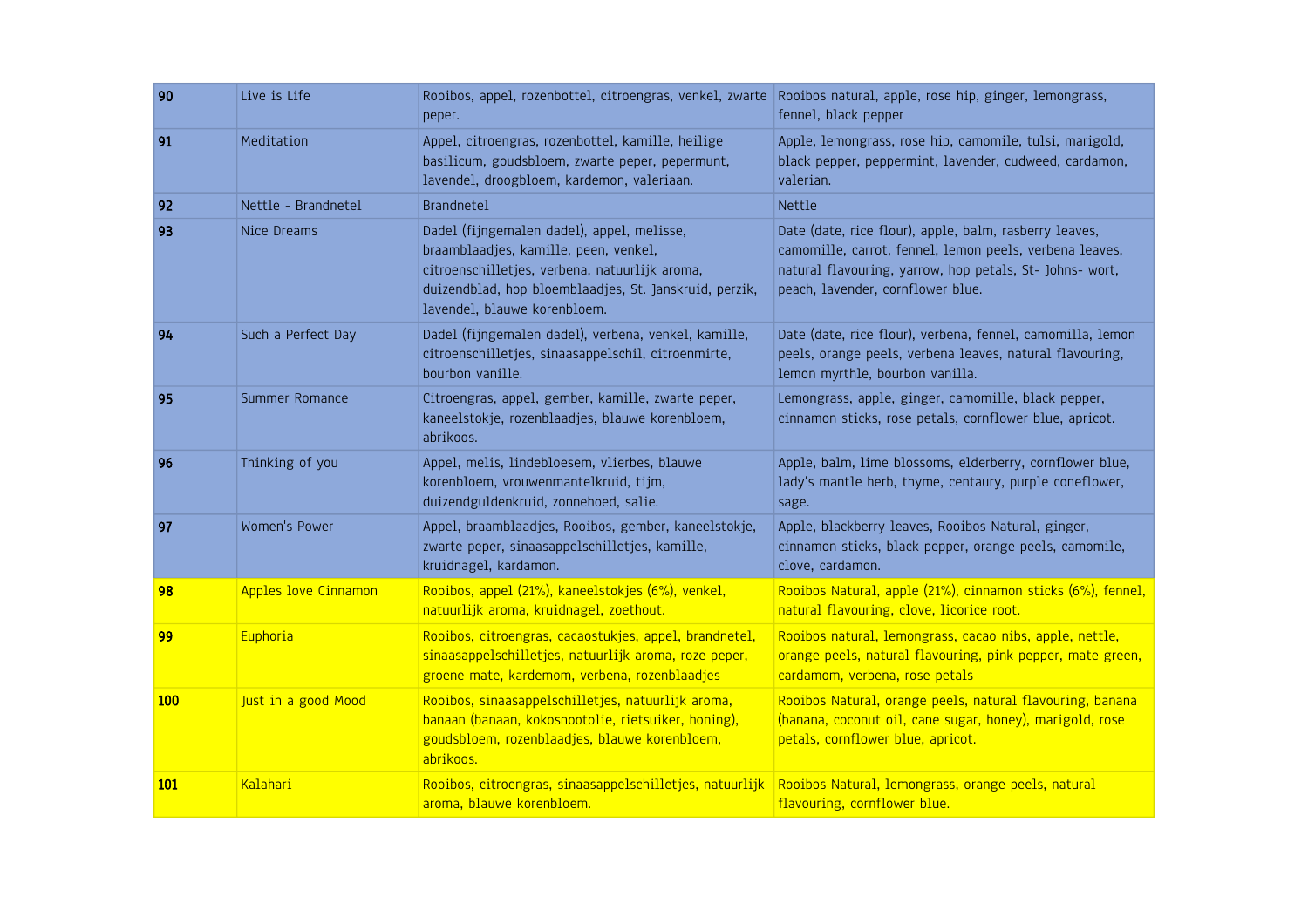| 90 | Live is Life | Rooibos, appel, rozenbottel, citroengras, venkel, zwarte peper. | Rooibos natural, apple, rose hip, ginger, lemongrass, fennel, black pepper |
|---|---|---|---|
| 91 | Meditation | Appel, citroengras, rozenbottel, kamille, heilige basilicum, goudsbloem, zwarte peper, pepermunt, lavendel, droogbloem, kardemon, valeriaan. | Apple, lemongrass, rose hip, camomile, tulsi, marigold, black pepper, peppermint, lavender, cudweed, cardamon, valerian. |
| 92 | Nettle - Brandnetel | Brandnetel | Nettle |
| 93 | Nice Dreams | Dadel (fijngemalen dadel), appel, melisse, braamblaadjes, kamille, peen, venkel, citroenschilletjes, verbena, natuurlijk aroma, duizendblad, hop bloemblaadjes, St. Janskruid, perzik, lavendel, blauwe korenbloem. | Date (date, rice flour), apple, balm, rasberry leaves, camomille, carrot, fennel, lemon peels, verbena leaves, natural flavouring, yarrow, hop petals, St- Johns- wort, peach, lavender, cornflower blue. |
| 94 | Such a Perfect Day | Dadel (fijngemalen dadel), verbena, venkel, kamille, citroenschilletjes, sinaasappelschil, citroenmirte, bourbon vanille. | Date (date, rice flour), verbena, fennel, camomilla, lemon peels, orange peels, verbena leaves, natural flavouring, lemon myrthle, bourbon vanilla. |
| 95 | Summer Romance | Citroengras, appel, gember, kamille, zwarte peper, kaneelstokje, rozenblaadjes, blauwe korenbloem, abrikoos. | Lemongrass, apple, ginger, camomille, black pepper, cinnamon sticks, rose petals, cornflower blue, apricot. |
| 96 | Thinking of you | Appel, melis, lindebloesem, vlierbes, blauwe korenbloem, vrouwenmantelkruid, tijm, duizendguldenkruid, zonnehoed, salie. | Apple, balm, lime blossoms, elderberry, cornflower blue, lady's mantle herb, thyme, centaury, purple coneflower, sage. |
| 97 | Women's Power | Appel, braamblaadjes, Rooibos, gember, kaneelstokje, zwarte peper, sinaasappelschilletjes, kamille, kruidnagel, kardamon. | Apple, blackberry leaves, Rooibos Natural, ginger, cinnamon sticks, black pepper, orange peels, camomile, clove, cardamon. |
| 98 | Apples love Cinnamon | Rooibos, appel (21%), kaneelstokjes (6%), venkel, natuurlijk aroma, kruidnagel, zoethout. | Rooibos Natural, apple (21%), cinnamon sticks (6%), fennel, natural flavouring, clove, licorice root. |
| 99 | Euphoria | Rooibos, citroengras, cacaostukjes, appel, brandnetel, sinaasappelschilletjes, natuurlijk aroma, roze peper, groene mate, kardemom, verbena, rozenblaadjes | Rooibos natural, lemongrass, cacao nibs, apple, nettle, orange peels, natural flavouring, pink pepper, mate green, cardamom, verbena, rose petals |
| 100 | Just in a good Mood | Rooibos, sinaasappelschilletjes, natuurlijk aroma, banaan (banaan, kokosnootolie, rietsuiker, honing), goudsbloem, rozenblaadjes, blauwe korenbloem, abrikoos. | Rooibos Natural, orange peels, natural flavouring, banana (banana, coconut oil, cane sugar, honey), marigold, rose petals, cornflower blue, apricot. |
| 101 | Kalahari | Rooibos, citroengras, sinaasappelschilletjes, natuurlijk aroma, blauwe korenbloem. | Rooibos Natural, lemongrass, orange peels, natural flavouring, cornflower blue. |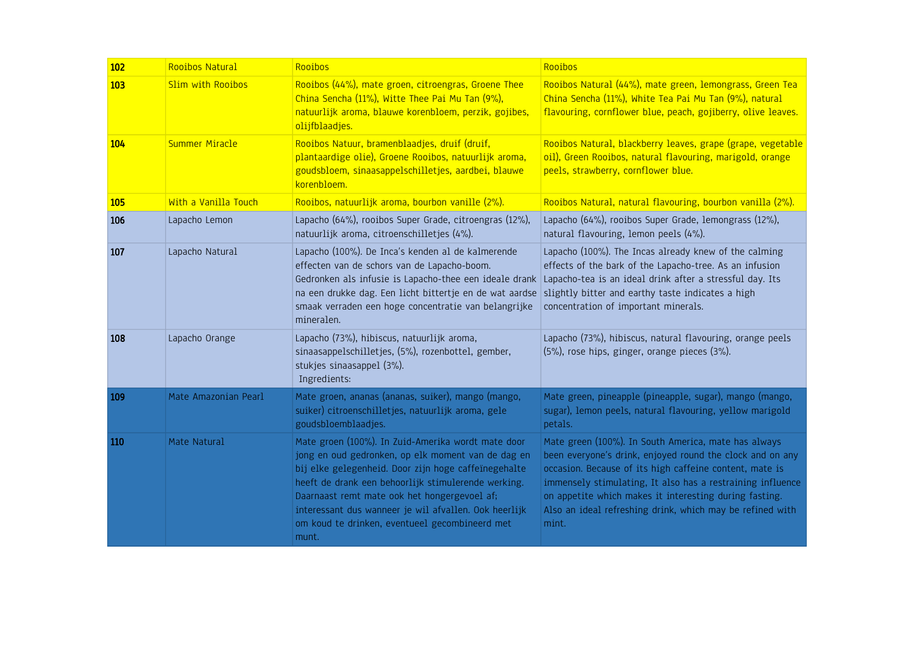| 102 | Rooibos Natural | Rooibos | Rooibos |
|---|---|---|---|
| **103** | Slim with Rooibos | Rooibos (44%), mate groen, citroengras, Groene Thee China Sencha (11%), Witte Thee Pai Mu Tan (9%), natuurlijk aroma, blauwe korenbloem, perzik, gojibes, olijfblaadjes. | Rooibos Natural (44%), mate green, lemongrass, Green Tea China Sencha (11%), White Tea Pai Mu Tan (9%), natural flavouring, cornflower blue, peach, gojiberry, olive leaves. |
| **104** | Summer Miracle | Rooibos Natuur, bramenblaadjes, druif (druif, plantaardige olie), Groene Rooibos, natuurlijk aroma, goudsbloem, sinaasappelschilletjes, aardbei, blauwe korenbloem. | Rooibos Natural, blackberry leaves, grape (grape, vegetable oil), Green Rooibos, natural flavouring, marigold, orange peels, strawberry, cornflower blue. |
| **105** | With a Vanilla Touch | Rooibos, natuurlijk aroma, bourbon vanille (2%). | Rooibos Natural, natural flavouring, bourbon vanilla (2%). |
| **106** | Lapacho Lemon | Lapacho (64%), rooibos Super Grade, citroengras (12%), natuurlijk aroma, citroenschilletjes (4%). | Lapacho (64%), rooibos Super Grade, lemongrass (12%), natural flavouring, lemon peels (4%). |
| **107** | Lapacho Natural | Lapacho (100%). De Inca's kenden al de kalmerende effecten van de schors van de Lapacho-boom. Gedronken als infusie is Lapacho-thee een ideale drank na een drukke dag. Een licht bittertje en de wat aardse smaak verraden een hoge concentratie van belangrijke mineralen. | Lapacho (100%). The Incas already knew of the calming effects of the bark of the Lapacho-tree. As an infusion Lapacho-tea is an ideal drink after a stressful day. Its slightly bitter and earthy taste indicates a high concentration of important minerals. |
| **108** | Lapacho Orange | Lapacho (73%), hibiscus, natuurlijk aroma, sinaasappelschilletjes, (5%), rozenbottel, gember, stukjes sinaasappel (3%). Ingredients: | Lapacho (73%), hibiscus, natural flavouring, orange peels (5%), rose hips, ginger, orange pieces (3%). |
| **109** | Mate Amazonian Pearl | Mate groen, ananas (ananas, suiker), mango (mango, suiker) citroenschilletjes, natuurlijk aroma, gele goudsbloemblaadjes. | Mate green, pineapple (pineapple, sugar), mango (mango, sugar), lemon peels, natural flavouring, yellow marigold petals. |
| **110** | Mate Natural | Mate groen (100%). In Zuid-Amerika wordt mate door jong en oud gedronken, op elk moment van de dag en bij elke gelegenheid. Door zijn hoge caffeïnegehalte heeft de drank een behoorlijk stimulerende werking. Daarnaast remt mate ook het hongergevoel af; interessant dus wanneer je wil afvallen. Ook heerlijk om koud te drinken, eventueel gecombineerd met munt. | Mate green (100%). In South America, mate has always been everyone's drink, enjoyed round the clock and on any occasion. Because of its high caffeine content, mate is immensely stimulating, It also has a restraining influence on appetite which makes it interesting during fasting. Also an ideal refreshing drink, which may be refined with mint. |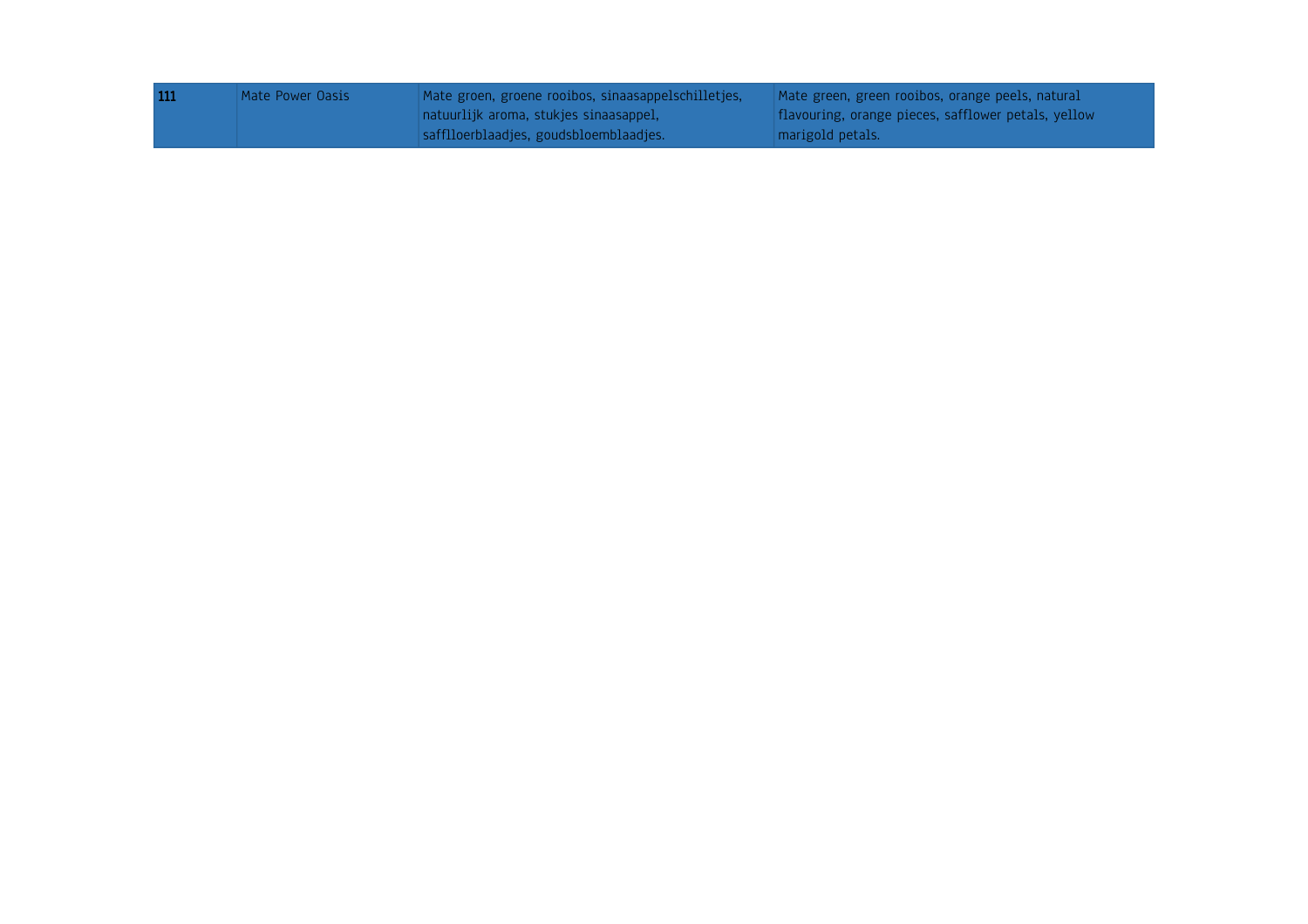| | | | |
|---|---|---|---|
| **111** | Mate Power Oasis | Mate groen, groene rooibos, sinaasappelschilletjes, natuurlijk aroma, stukjes sinaasappel, saffllоerblaadjes, goudsbloemblaadjes. | Mate green, green rooibos, orange peels, natural flavouring, orange pieces, safflower petals, yellow marigold petals. |